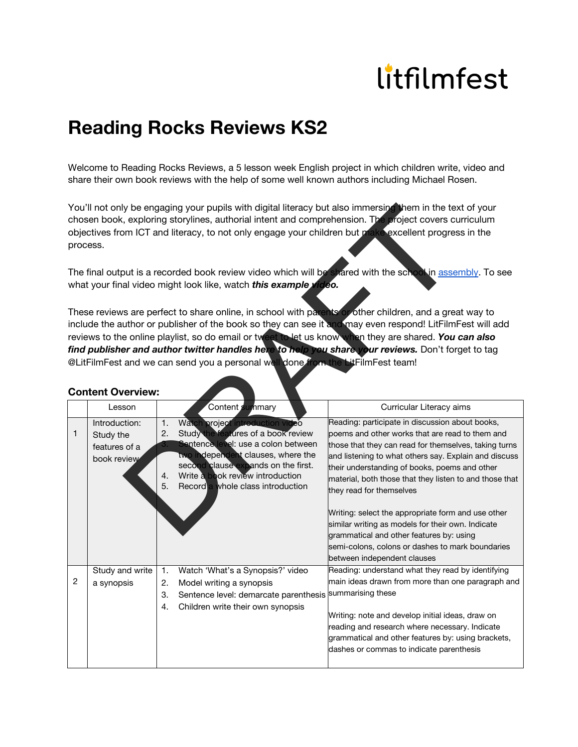litfilmfest

# Reading Rocks Reviews KS2

Welcome to Reading Rocks Reviews, a 5 lesson week English project in which children write, video and share their own book reviews with the help of some well known authors including Michael Rosen.

You'll not only be engaging your pupils with digital literacy but also immersing them in the text of your chosen book, exploring storylines, authorial intent and comprehension. The project covers curriculum objectives from ICT and literacy, to not only engage your children but make excellent progress in the process.

The final output is a recorded book review video which will be shared with the school in assembly. To see what your final video might look like, watch ***this example video.***

These reviews are perfect to share online, in school with parents or other children, and a great way to include the author or publisher of the book so they can see it and may even respond! LitFilmFest will add reviews to the online playlist, so do email or tweet to let us know when they are shared. ***You can also find publisher and author twitter handles here to help you share your reviews.*** Don't forget to tag @LitFilmFest and we can send you a personal well done from the LitFilmFest team!

**Content Overview:**

| | Lesson | Content summary | Curricular Literacy aims |
|---|---|---|---|
| 1 | Introduction: Study the features of a book review | 1. Watch project introduction video<br>2. Study the features of a book review<br>3. Sentence level: use a colon between two independent clauses, where the second clause expands on the first.<br>4. Write a book review introduction<br>5. Record a whole class introduction | Reading: participate in discussion about books, poems and other works that are read to them and those that they can read for themselves, taking turns and listening to what others say. Explain and discuss their understanding of books, poems and other material, both those that they listen to and those that they read for themselves<br><br>Writing: select the appropriate form and use other similar writing as models for their own. Indicate grammatical and other features by: using semi-colons, colons or dashes to mark boundaries between independent clauses |
| 2 | Study and write a synopsis | 1. Watch 'What's a Synopsis?' video<br>2. Model writing a synopsis<br>3. Sentence level: demarcate parenthesis<br>4. Children write their own synopsis | Reading: understand what they read by identifying main ideas drawn from more than one paragraph and summarising these<br><br>Writing: note and develop initial ideas, draw on reading and research where necessary. Indicate grammatical and other features by: using brackets, dashes or commas to indicate parenthesis |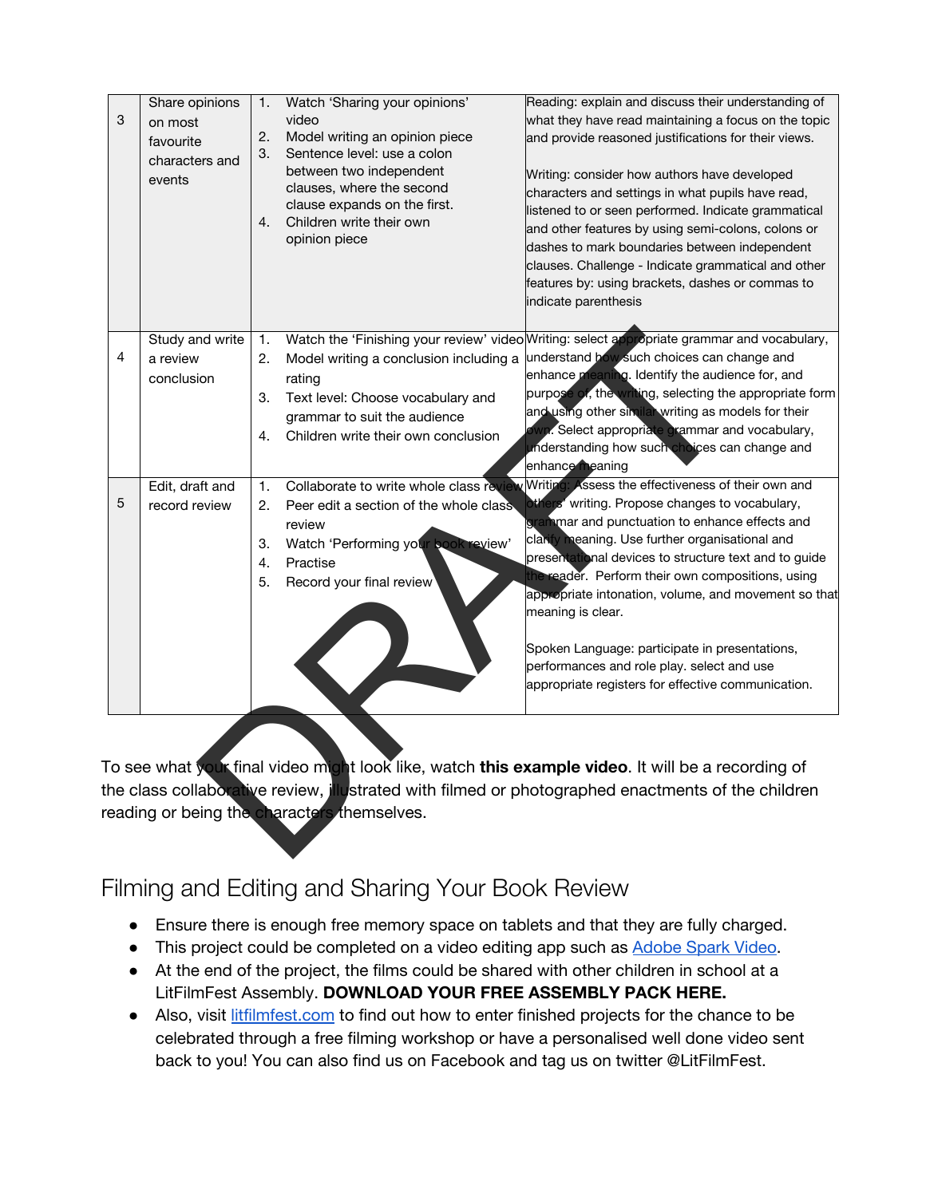| | | | |
|---|---|---|---|
| 3 | Share opinions on most favourite characters and events | 1. Watch 'Sharing your opinions' video<br>2. Model writing an opinion piece<br>3. Sentence level: use a colon between two independent clauses, where the second clause expands on the first.<br>4. Children write their own opinion piece | Reading: explain and discuss their understanding of what they have read maintaining a focus on the topic and provide reasoned justifications for their views.<br><br>Writing: consider how authors have developed characters and settings in what pupils have read, listened to or seen performed. Indicate grammatical and other features by using semi-colons, colons or dashes to mark boundaries between independent clauses. Challenge - Indicate grammatical and other features by: using brackets, dashes or commas to indicate parenthesis |
| 4 | Study and write a review conclusion | 1. Watch the 'Finishing your review' video<br>2. Model writing a conclusion including a rating<br>3. Text level: Choose vocabulary and grammar to suit the audience<br>4. Children write their own conclusion | Writing: select appropriate grammar and vocabulary, understand how such choices can change and enhance meaning. Identify the audience for, and purpose of, the writing, selecting the appropriate form and using other similar writing as models for their own. Select appropriate grammar and vocabulary, understanding how such choices can change and enhance meaning |
| 5 | Edit, draft and record review | 1. Collaborate to write whole class review<br>2. Peer edit a section of the whole class review<br>3. Watch 'Performing your book review'<br>4. Practise<br>5. Record your final review | Writing: Assess the effectiveness of their own and others' writing. Propose changes to vocabulary, grammar and punctuation to enhance effects and clarify meaning. Use further organisational and presentational devices to structure text and to guide the reader. Perform their own compositions, using appropriate intonation, volume, and movement so that meaning is clear.<br><br>Spoken Language: participate in presentations, performances and role play. select and use appropriate registers for effective communication. |

To see what your final video might look like, watch **this example video**. It will be a recording of the class collaborative review, illustrated with filmed or photographed enactments of the children reading or being the characters themselves.

## Filming and Editing and Sharing Your Book Review

- Ensure there is enough free memory space on tablets and that they are fully charged.
- This project could be completed on a video editing app such as Adobe Spark Video.
- At the end of the project, the films could be shared with other children in school at a LitFilmFest Assembly. **DOWNLOAD YOUR FREE ASSEMBLY PACK HERE.**
- Also, visit litfilmfest.com to find out how to enter finished projects for the chance to be celebrated through a free filming workshop or have a personalised well done video sent back to you! You can also find us on Facebook and tag us on twitter @LitFilmFest.